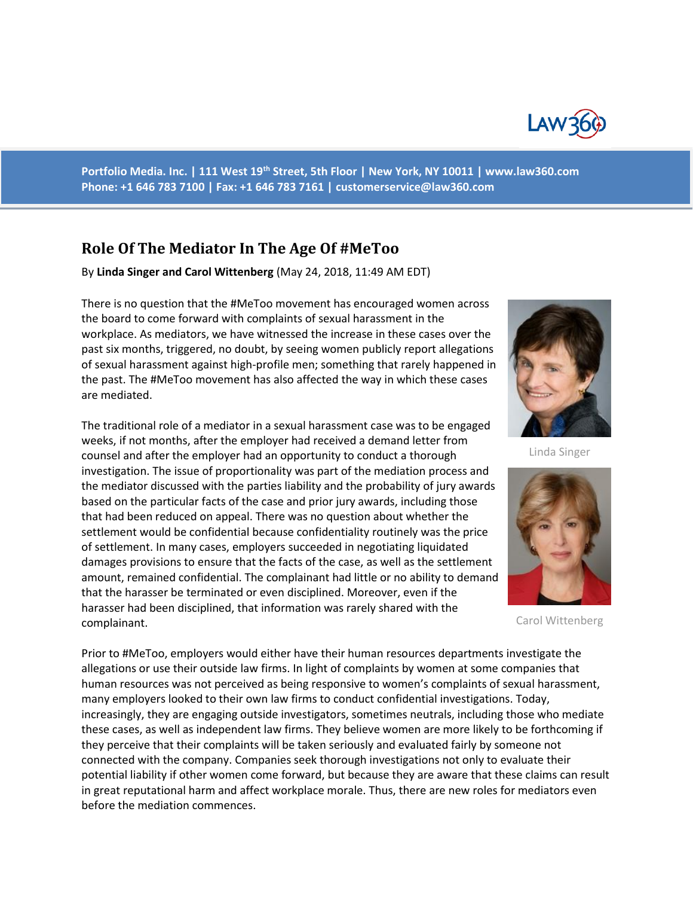Portfolio Media. Inc. | 111 West 19th Street, 5th Floor | New York, NY 10011 | www.law360.com
Phone: +1 646 783 7100 | Fax: +1 646 783 7161 | customerservice@law360.com

# Role Of The Mediator In The Age Of #MeToo

By **Linda Singer and Carol Wittenberg** (May 24, 2018, 11:49 AM EDT)

There is no question that the #MeToo movement has encouraged women across the board to come forward with complaints of sexual harassment in the workplace. As mediators, we have witnessed the increase in these cases over the past six months, triggered, no doubt, by seeing women publicly report allegations of sexual harassment against high-profile men; something that rarely happened in the past. The #MeToo movement has also affected the way in which these cases are mediated.

Linda Singer

Carol Wittenberg

The traditional role of a mediator in a sexual harassment case was to be engaged weeks, if not months, after the employer had received a demand letter from counsel and after the employer had an opportunity to conduct a thorough investigation. The issue of proportionality was part of the mediation process and the mediator discussed with the parties liability and the probability of jury awards based on the particular facts of the case and prior jury awards, including those that had been reduced on appeal. There was no question about whether the settlement would be confidential because confidentiality routinely was the price of settlement. In many cases, employers succeeded in negotiating liquidated damages provisions to ensure that the facts of the case, as well as the settlement amount, remained confidential. The complainant had little or no ability to demand that the harasser be terminated or even disciplined. Moreover, even if the harasser had been disciplined, that information was rarely shared with the complainant.

Prior to #MeToo, employers would either have their human resources departments investigate the allegations or use their outside law firms. In light of complaints by women at some companies that human resources was not perceived as being responsive to women's complaints of sexual harassment, many employers looked to their own law firms to conduct confidential investigations. Today, increasingly, they are engaging outside investigators, sometimes neutrals, including those who mediate these cases, as well as independent law firms. They believe women are more likely to be forthcoming if they perceive that their complaints will be taken seriously and evaluated fairly by someone not connected with the company. Companies seek thorough investigations not only to evaluate their potential liability if other women come forward, but because they are aware that these claims can result in great reputational harm and affect workplace morale. Thus, there are new roles for mediators even before the mediation commences.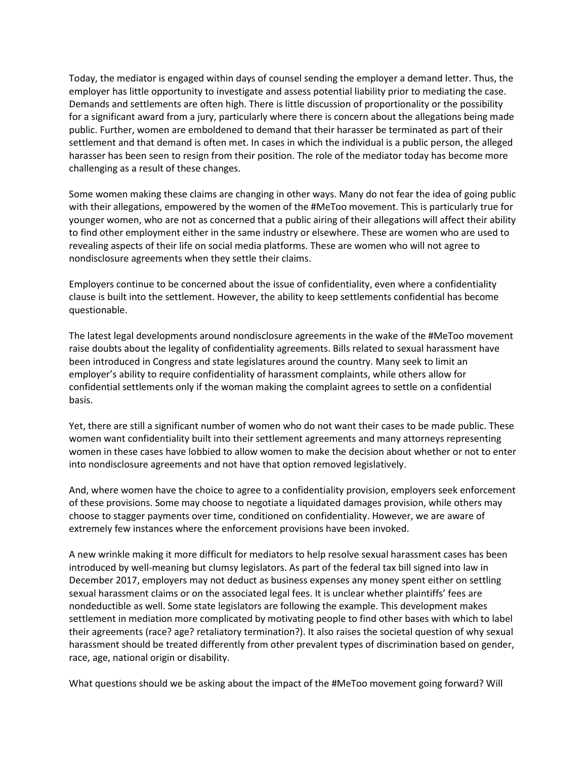Today, the mediator is engaged within days of counsel sending the employer a demand letter. Thus, the employer has little opportunity to investigate and assess potential liability prior to mediating the case. Demands and settlements are often high. There is little discussion of proportionality or the possibility for a significant award from a jury, particularly where there is concern about the allegations being made public. Further, women are emboldened to demand that their harasser be terminated as part of their settlement and that demand is often met. In cases in which the individual is a public person, the alleged harasser has been seen to resign from their position. The role of the mediator today has become more challenging as a result of these changes.

Some women making these claims are changing in other ways. Many do not fear the idea of going public with their allegations, empowered by the women of the #MeToo movement. This is particularly true for younger women, who are not as concerned that a public airing of their allegations will affect their ability to find other employment either in the same industry or elsewhere. These are women who are used to revealing aspects of their life on social media platforms. These are women who will not agree to nondisclosure agreements when they settle their claims.

Employers continue to be concerned about the issue of confidentiality, even where a confidentiality clause is built into the settlement. However, the ability to keep settlements confidential has become questionable.

The latest legal developments around nondisclosure agreements in the wake of the #MeToo movement raise doubts about the legality of confidentiality agreements. Bills related to sexual harassment have been introduced in Congress and state legislatures around the country. Many seek to limit an employer's ability to require confidentiality of harassment complaints, while others allow for confidential settlements only if the woman making the complaint agrees to settle on a confidential basis.

Yet, there are still a significant number of women who do not want their cases to be made public. These women want confidentiality built into their settlement agreements and many attorneys representing women in these cases have lobbied to allow women to make the decision about whether or not to enter into nondisclosure agreements and not have that option removed legislatively.

And, where women have the choice to agree to a confidentiality provision, employers seek enforcement of these provisions. Some may choose to negotiate a liquidated damages provision, while others may choose to stagger payments over time, conditioned on confidentiality. However, we are aware of extremely few instances where the enforcement provisions have been invoked.

A new wrinkle making it more difficult for mediators to help resolve sexual harassment cases has been introduced by well-meaning but clumsy legislators. As part of the federal tax bill signed into law in December 2017, employers may not deduct as business expenses any money spent either on settling sexual harassment claims or on the associated legal fees. It is unclear whether plaintiffs' fees are nondeductible as well. Some state legislators are following the example. This development makes settlement in mediation more complicated by motivating people to find other bases with which to label their agreements (race? age? retaliatory termination?). It also raises the societal question of why sexual harassment should be treated differently from other prevalent types of discrimination based on gender, race, age, national origin or disability.

What questions should we be asking about the impact of the #MeToo movement going forward? Will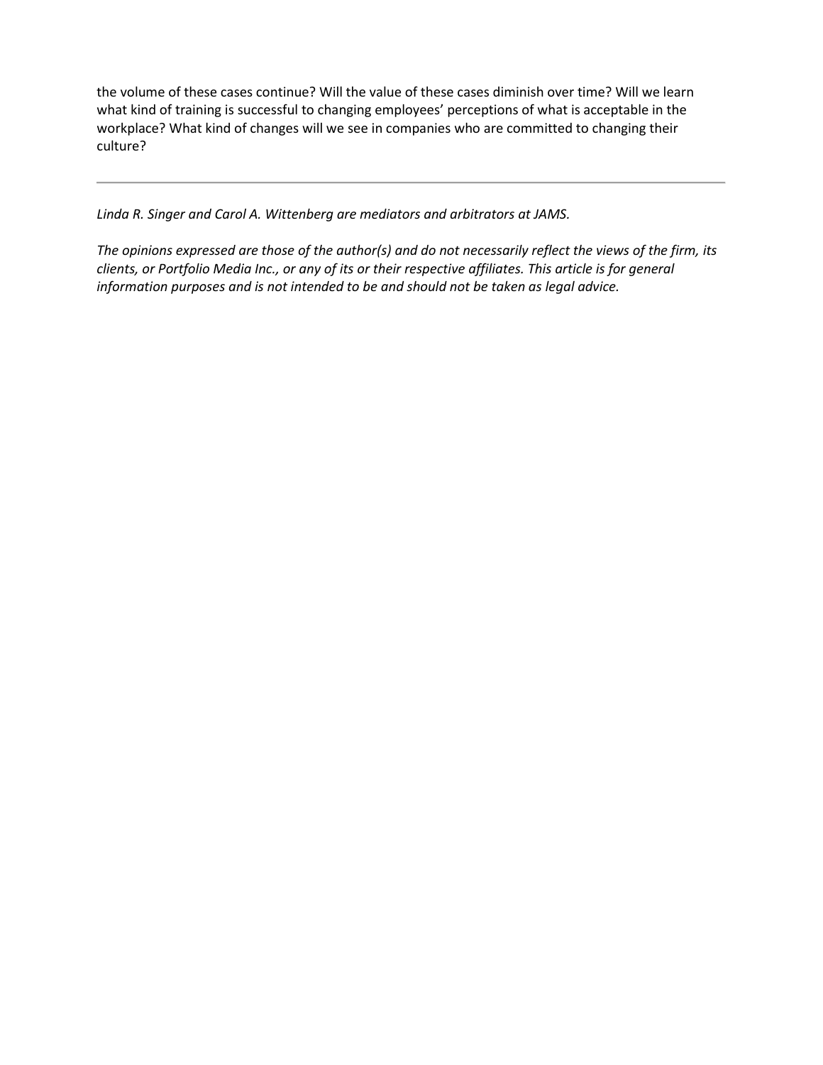the volume of these cases continue? Will the value of these cases diminish over time? Will we learn what kind of training is successful to changing employees' perceptions of what is acceptable in the workplace? What kind of changes will we see in companies who are committed to changing their culture?

---

*Linda R. Singer and Carol A. Wittenberg are mediators and arbitrators at JAMS.*

*The opinions expressed are those of the author(s) and do not necessarily reflect the views of the firm, its clients, or Portfolio Media Inc., or any of its or their respective affiliates. This article is for general information purposes and is not intended to be and should not be taken as legal advice.*